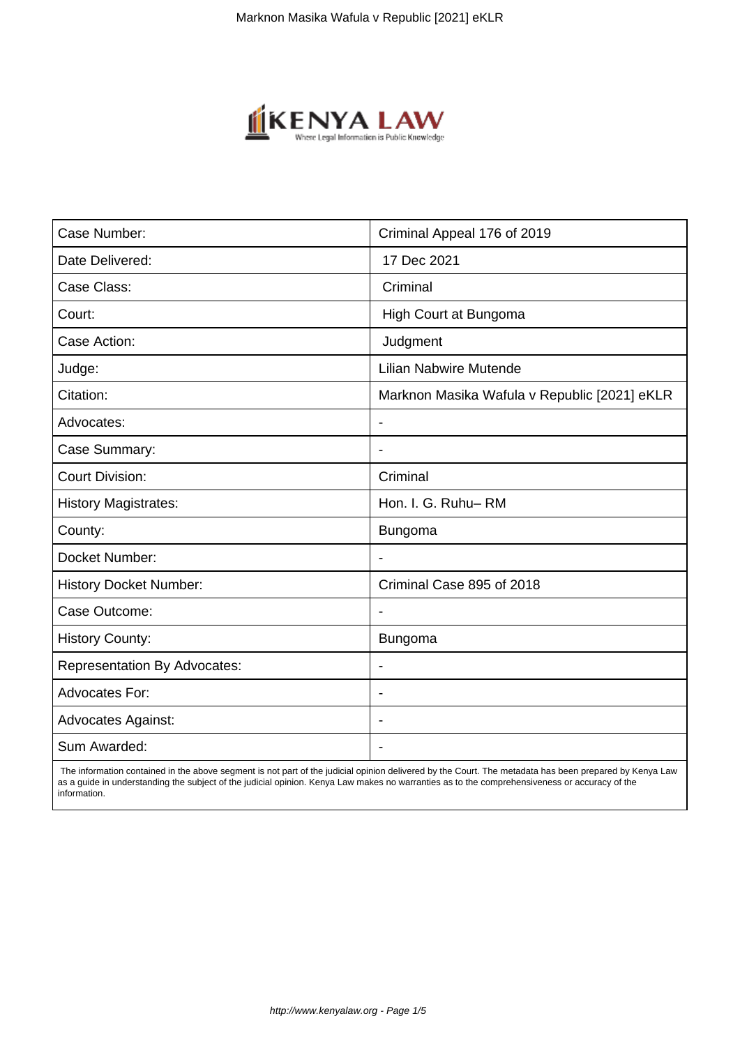| Case Number: | Criminal Appeal 176 of 2019 |
|---|---|
| Date Delivered: | 17 Dec 2021 |
| Case Class: | Criminal |
| Court: | High Court at Bungoma |
| Case Action: | Judgment |
| Judge: | Lilian Nabwire Mutende |
| Citation: | Marknon Masika Wafula v Republic [2021] eKLR |
| Advocates: | - |
| Case Summary: | - |
| Court Division: | Criminal |
| History Magistrates: | Hon. I. G. Ruhu– RM |
| County: | Bungoma |
| Docket Number: | - |
| History Docket Number: | Criminal Case 895 of 2018 |
| Case Outcome: | - |
| History County: | Bungoma |
| Representation By Advocates: | - |
| Advocates For: | - |
| Advocates Against: | - |
| Sum Awarded: | - |

The information contained in the above segment is not part of the judicial opinion delivered by the Court. The metadata has been prepared by Kenya Law as a guide in understanding the subject of the judicial opinion. Kenya Law makes no warranties as to the comprehensiveness or accuracy of the information.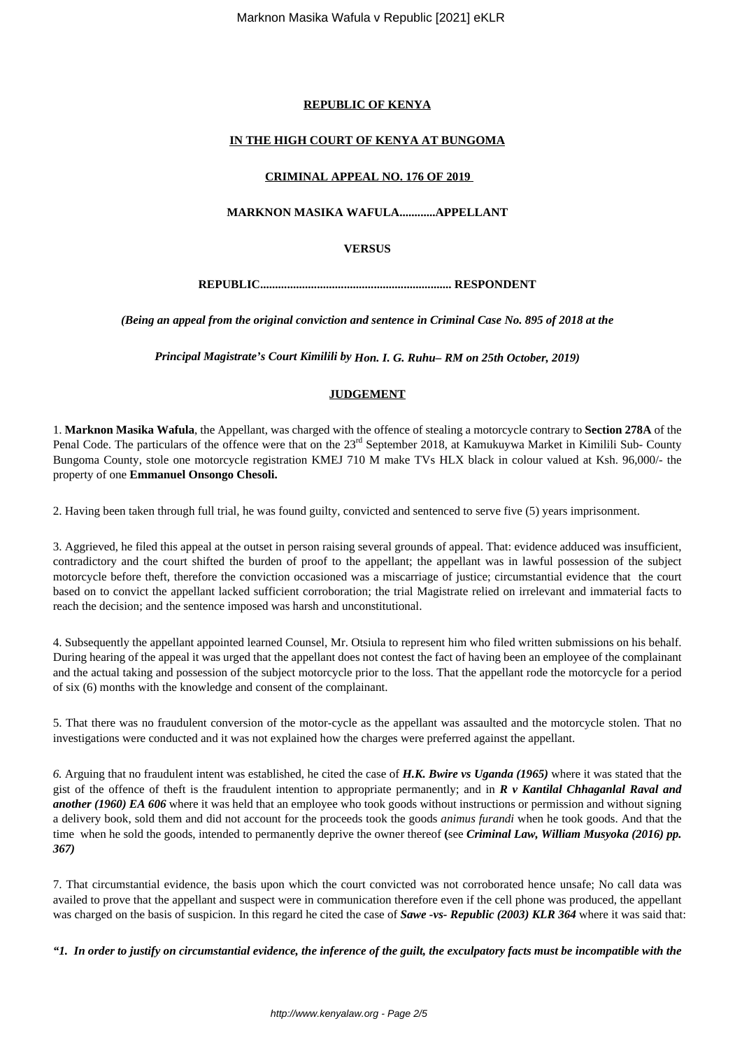**REPUBLIC OF KENYA**

**IN THE HIGH COURT OF KENYA AT BUNGOMA**

**CRIMINAL APPEAL NO. 176 OF 2019**

**MARKNON MASIKA WAFULA...........APPELLANT**

**VERSUS**

**REPUBLIC............................................................... RESPONDENT**

***(Being an appeal from the original conviction and sentence in Criminal Case No. 895 of 2018 at the***

***Principal Magistrate's Court Kimilili by Hon. I. G. Ruhu– RM on 25th October, 2019)***

**JUDGEMENT**

1. **Marknon Masika Wafula**, the Appellant, was charged with the offence of stealing a motorcycle contrary to **Section 278A** of the Penal Code. The particulars of the offence were that on the 23rd September 2018, at Kamukuywa Market in Kimilili Sub- County Bungoma County, stole one motorcycle registration KMEJ 710 M make TVs HLX black in colour valued at Ksh. 96,000/- the property of one **Emmanuel Onsongo Chesoli.**

2. Having been taken through full trial, he was found guilty, convicted and sentenced to serve five (5) years imprisonment.

3. Aggrieved, he filed this appeal at the outset in person raising several grounds of appeal. That: evidence adduced was insufficient, contradictory and the court shifted the burden of proof to the appellant; the appellant was in lawful possession of the subject motorcycle before theft, therefore the conviction occasioned was a miscarriage of justice; circumstantial evidence that the court based on to convict the appellant lacked sufficient corroboration; the trial Magistrate relied on irrelevant and immaterial facts to reach the decision; and the sentence imposed was harsh and unconstitutional.

4. Subsequently the appellant appointed learned Counsel, Mr. Otsiula to represent him who filed written submissions on his behalf. During hearing of the appeal it was urged that the appellant does not contest the fact of having been an employee of the complainant and the actual taking and possession of the subject motorcycle prior to the loss. That the appellant rode the motorcycle for a period of six (6) months with the knowledge and consent of the complainant.

5. That there was no fraudulent conversion of the motor-cycle as the appellant was assaulted and the motorcycle stolen. That no investigations were conducted and it was not explained how the charges were preferred against the appellant.

*6.* Arguing that no fraudulent intent was established, he cited the case of ***H.K. Bwire vs Uganda (1965)*** where it was stated that the gist of the offence of theft is the fraudulent intention to appropriate permanently; and in ***R v Kantilal Chhaganlal Raval and another (1960) EA 606*** where it was held that an employee who took goods without instructions or permission and without signing a delivery book, sold them and did not account for the proceeds took the goods *animus furandi* when he took goods. And that the time when he sold the goods, intended to permanently deprive the owner thereof **(**see ***Criminal Law, William Musyoka (2016) pp. 367)***

7. That circumstantial evidence, the basis upon which the court convicted was not corroborated hence unsafe; No call data was availed to prove that the appellant and suspect were in communication therefore even if the cell phone was produced, the appellant was charged on the basis of suspicion. In this regard he cited the case of ***Sawe -vs- Republic (2003) KLR 364*** where it was said that:

***"1. In order to justify on circumstantial evidence, the inference of the guilt, the exculpatory facts must be incompatible with the***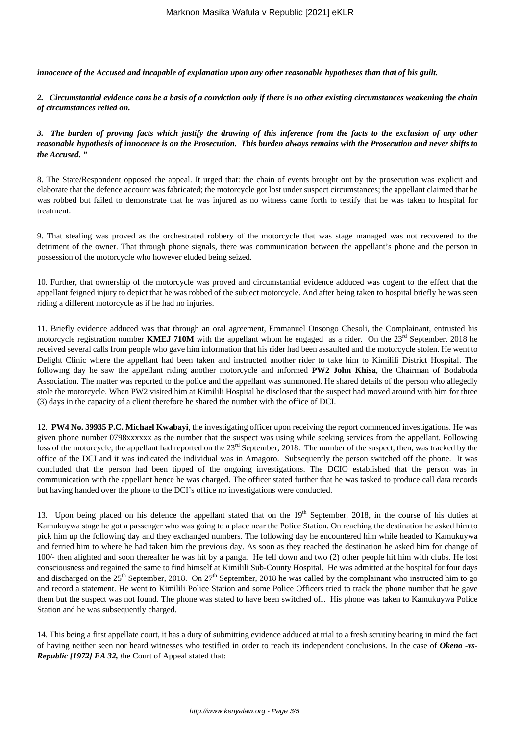***innocence of the Accused and incapable of explanation upon any other reasonable hypotheses than that of his guilt.***

***2. Circumstantial evidence cans be a basis of a conviction only if there is no other existing circumstances weakening the chain of circumstances relied on.***

***3. The burden of proving facts which justify the drawing of this inference from the facts to the exclusion of any other reasonable hypothesis of innocence is on the Prosecution. This burden always remains with the Prosecution and never shifts to the Accused. "***

8. The State/Respondent opposed the appeal. It urged that: the chain of events brought out by the prosecution was explicit and elaborate that the defence account was fabricated; the motorcycle got lost under suspect circumstances; the appellant claimed that he was robbed but failed to demonstrate that he was injured as no witness came forth to testify that he was taken to hospital for treatment.

9. That stealing was proved as the orchestrated robbery of the motorcycle that was stage managed was not recovered to the detriment of the owner. That through phone signals, there was communication between the appellant's phone and the person in possession of the motorcycle who however eluded being seized.

10. Further, that ownership of the motorcycle was proved and circumstantial evidence adduced was cogent to the effect that the appellant feigned injury to depict that he was robbed of the subject motorcycle. And after being taken to hospital briefly he was seen riding a different motorcycle as if he had no injuries.

11. Briefly evidence adduced was that through an oral agreement, Emmanuel Onsongo Chesoli, the Complainant, entrusted his motorcycle registration number **KMEJ 710M** with the appellant whom he engaged as a rider. On the 23rd September, 2018 he received several calls from people who gave him information that his rider had been assaulted and the motorcycle stolen. He went to Delight Clinic where the appellant had been taken and instructed another rider to take him to Kimilili District Hospital. The following day he saw the appellant riding another motorcycle and informed **PW2 John Khisa**, the Chairman of Bodaboda Association. The matter was reported to the police and the appellant was summoned. He shared details of the person who allegedly stole the motorcycle. When PW2 visited him at Kimilili Hospital he disclosed that the suspect had moved around with him for three (3) days in the capacity of a client therefore he shared the number with the office of DCI.

12. **PW4 No. 39935 P.C. Michael Kwabayi**, the investigating officer upon receiving the report commenced investigations. He was given phone number 0798xxxxxx as the number that the suspect was using while seeking services from the appellant. Following loss of the motorcycle, the appellant had reported on the 23rd September, 2018. The number of the suspect, then, was tracked by the office of the DCI and it was indicated the individual was in Amagoro. Subsequently the person switched off the phone. It was concluded that the person had been tipped of the ongoing investigations. The DCIO established that the person was in communication with the appellant hence he was charged. The officer stated further that he was tasked to produce call data records but having handed over the phone to the DCI's office no investigations were conducted.

13. Upon being placed on his defence the appellant stated that on the 19th September, 2018, in the course of his duties at Kamukuywa stage he got a passenger who was going to a place near the Police Station. On reaching the destination he asked him to pick him up the following day and they exchanged numbers. The following day he encountered him while headed to Kamukuywa and ferried him to where he had taken him the previous day. As soon as they reached the destination he asked him for change of 100/- then alighted and soon thereafter he was hit by a panga. He fell down and two (2) other people hit him with clubs. He lost consciousness and regained the same to find himself at Kimilili Sub-County Hospital. He was admitted at the hospital for four days and discharged on the 25th September, 2018. On 27th September, 2018 he was called by the complainant who instructed him to go and record a statement. He went to Kimilili Police Station and some Police Officers tried to track the phone number that he gave them but the suspect was not found. The phone was stated to have been switched off. His phone was taken to Kamukuywa Police Station and he was subsequently charged.

14. This being a first appellate court, it has a duty of submitting evidence adduced at trial to a fresh scrutiny bearing in mind the fact of having neither seen nor heard witnesses who testified in order to reach its independent conclusions. In the case of ***Okeno -vs- Republic [1972] EA 32,*** the Court of Appeal stated that: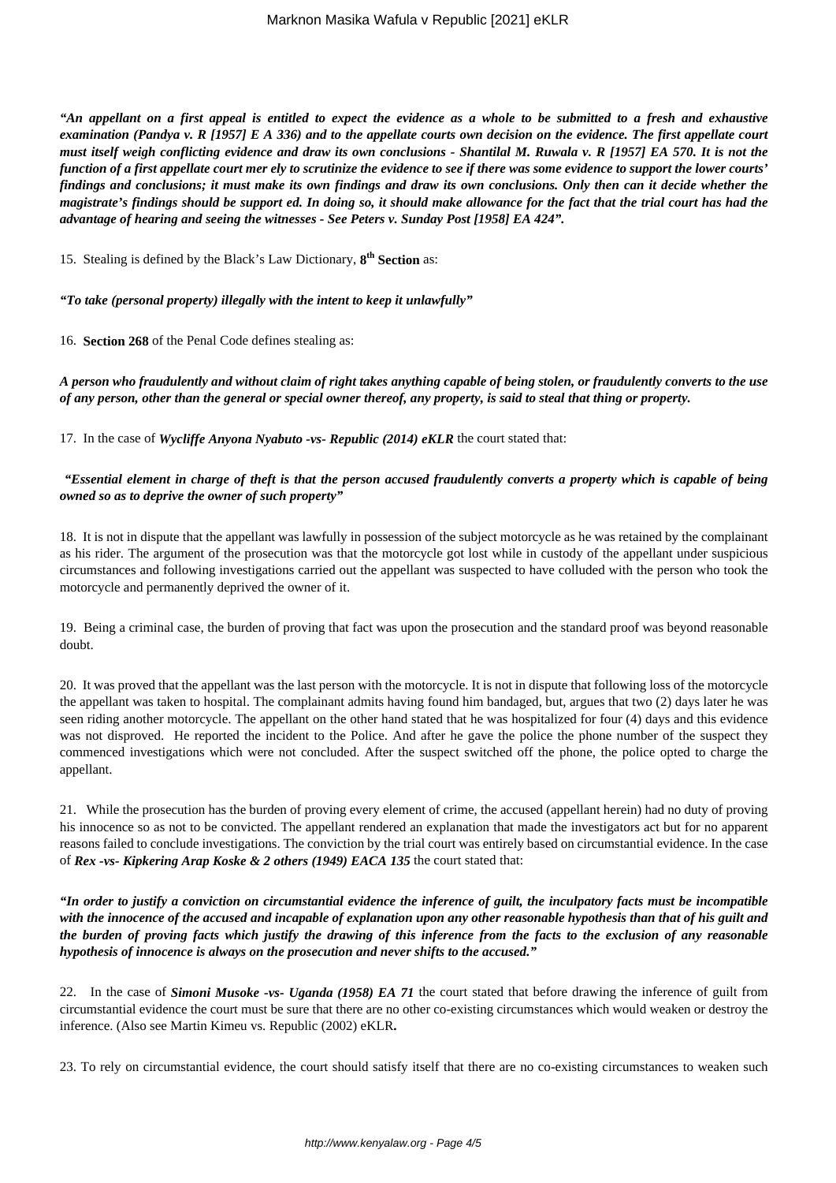***"An appellant on a first appeal is entitled to expect the evidence as a whole to be submitted to a fresh and exhaustive examination (Pandya v. R [1957] E A 336) and to the appellate courts own decision on the evidence. The first appellate court must itself weigh conflicting evidence and draw its own conclusions - Shantilal M. Ruwala v. R [1957] EA 570. It is not the function of a first appellate court mer ely to scrutinize the evidence to see if there was some evidence to support the lower courts' findings and conclusions; it must make its own findings and draw its own conclusions. Only then can it decide whether the magistrate's findings should be support ed. In doing so, it should make allowance for the fact that the trial court has had the advantage of hearing and seeing the witnesses - See Peters v. Sunday Post [1958] EA 424".***

15. Stealing is defined by the Black's Law Dictionary, **8th Section** as:

***"To take (personal property) illegally with the intent to keep it unlawfully"***

16. **Section 268** of the Penal Code defines stealing as:

***A person who fraudulently and without claim of right takes anything capable of being stolen, or fraudulently converts to the use of any person, other than the general or special owner thereof, any property, is said to steal that thing or property.***

17. In the case of ***Wycliffe Anyona Nyabuto -vs- Republic (2014) eKLR*** the court stated that:

***"Essential element in charge of theft is that the person accused fraudulently converts a property which is capable of being owned so as to deprive the owner of such property"***

18. It is not in dispute that the appellant was lawfully in possession of the subject motorcycle as he was retained by the complainant as his rider. The argument of the prosecution was that the motorcycle got lost while in custody of the appellant under suspicious circumstances and following investigations carried out the appellant was suspected to have colluded with the person who took the motorcycle and permanently deprived the owner of it.

19. Being a criminal case, the burden of proving that fact was upon the prosecution and the standard proof was beyond reasonable doubt.

20. It was proved that the appellant was the last person with the motorcycle. It is not in dispute that following loss of the motorcycle the appellant was taken to hospital. The complainant admits having found him bandaged, but, argues that two (2) days later he was seen riding another motorcycle. The appellant on the other hand stated that he was hospitalized for four (4) days and this evidence was not disproved. He reported the incident to the Police. And after he gave the police the phone number of the suspect they commenced investigations which were not concluded. After the suspect switched off the phone, the police opted to charge the appellant.

21. While the prosecution has the burden of proving every element of crime, the accused (appellant herein) had no duty of proving his innocence so as not to be convicted. The appellant rendered an explanation that made the investigators act but for no apparent reasons failed to conclude investigations. The conviction by the trial court was entirely based on circumstantial evidence. In the case of ***Rex -vs- Kipkering Arap Koske & 2 others (1949) EACA 135*** the court stated that:

***"In order to justify a conviction on circumstantial evidence the inference of guilt, the inculpatory facts must be incompatible with the innocence of the accused and incapable of explanation upon any other reasonable hypothesis than that of his guilt and the burden of proving facts which justify the drawing of this inference from the facts to the exclusion of any reasonable hypothesis of innocence is always on the prosecution and never shifts to the accused."***

22. In the case of ***Simoni Musoke -vs- Uganda (1958) EA 71*** the court stated that before drawing the inference of guilt from circumstantial evidence the court must be sure that there are no other co-existing circumstances which would weaken or destroy the inference. (Also see Martin Kimeu vs. Republic (2002) eKLR**.**

23. To rely on circumstantial evidence, the court should satisfy itself that there are no co-existing circumstances to weaken such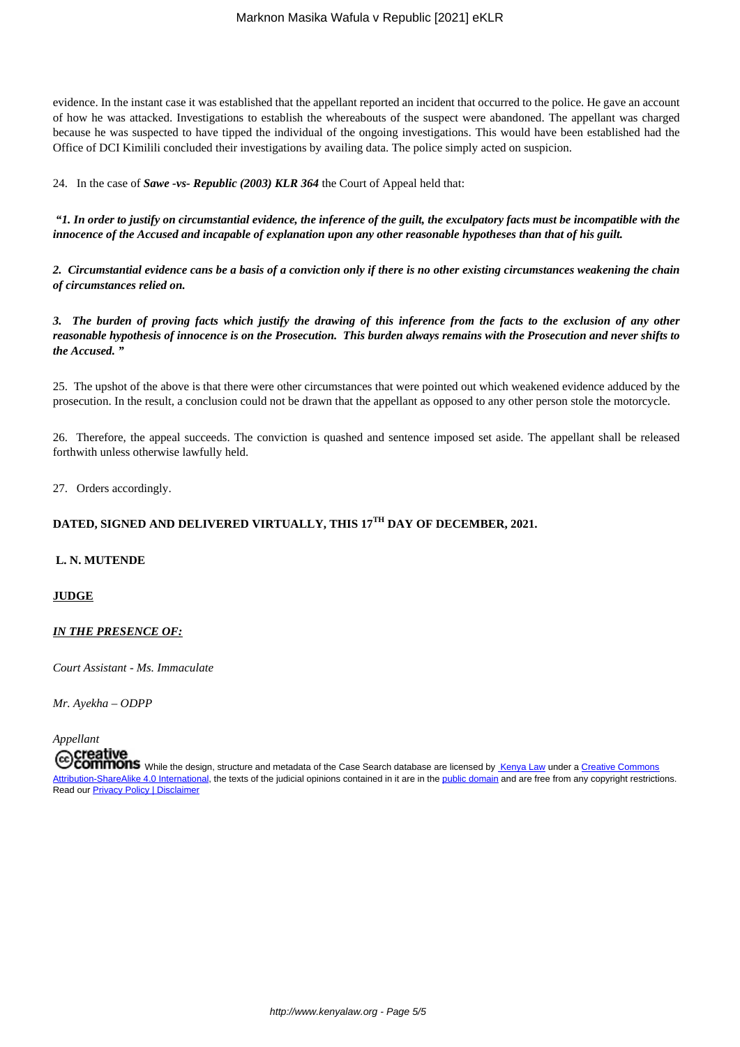evidence. In the instant case it was established that the appellant reported an incident that occurred to the police. He gave an account of how he was attacked. Investigations to establish the whereabouts of the suspect were abandoned. The appellant was charged because he was suspected to have tipped the individual of the ongoing investigations. This would have been established had the Office of DCI Kimilili concluded their investigations by availing data. The police simply acted on suspicion.

24. In the case of ***Sawe -vs- Republic (2003) KLR 364*** the Court of Appeal held that:

***"1. In order to justify on circumstantial evidence, the inference of the guilt, the exculpatory facts must be incompatible with the innocence of the Accused and incapable of explanation upon any other reasonable hypotheses than that of his guilt.***

***2. Circumstantial evidence cans be a basis of a conviction only if there is no other existing circumstances weakening the chain of circumstances relied on.***

***3. The burden of proving facts which justify the drawing of this inference from the facts to the exclusion of any other reasonable hypothesis of innocence is on the Prosecution. This burden always remains with the Prosecution and never shifts to the Accused. "***

25. The upshot of the above is that there were other circumstances that were pointed out which weakened evidence adduced by the prosecution. In the result, a conclusion could not be drawn that the appellant as opposed to any other person stole the motorcycle.

26. Therefore, the appeal succeeds. The conviction is quashed and sentence imposed set aside. The appellant shall be released forthwith unless otherwise lawfully held.

27. Orders accordingly.

**DATED, SIGNED AND DELIVERED VIRTUALLY, THIS 17TH DAY OF DECEMBER, 2021.**

**L. N. MUTENDE**

**JUDGE**

***IN THE PRESENCE OF:***

*Court Assistant - Ms. Immaculate*

*Mr. Ayekha – ODPP*

*Appellant*

While the design, structure and metadata of the Case Search database are licensed by Kenya Law under a Creative Commons Attribution-ShareAlike 4.0 International, the texts of the judicial opinions contained in it are in the public domain and are free from any copyright restrictions. Read our Privacy Policy | Disclaimer